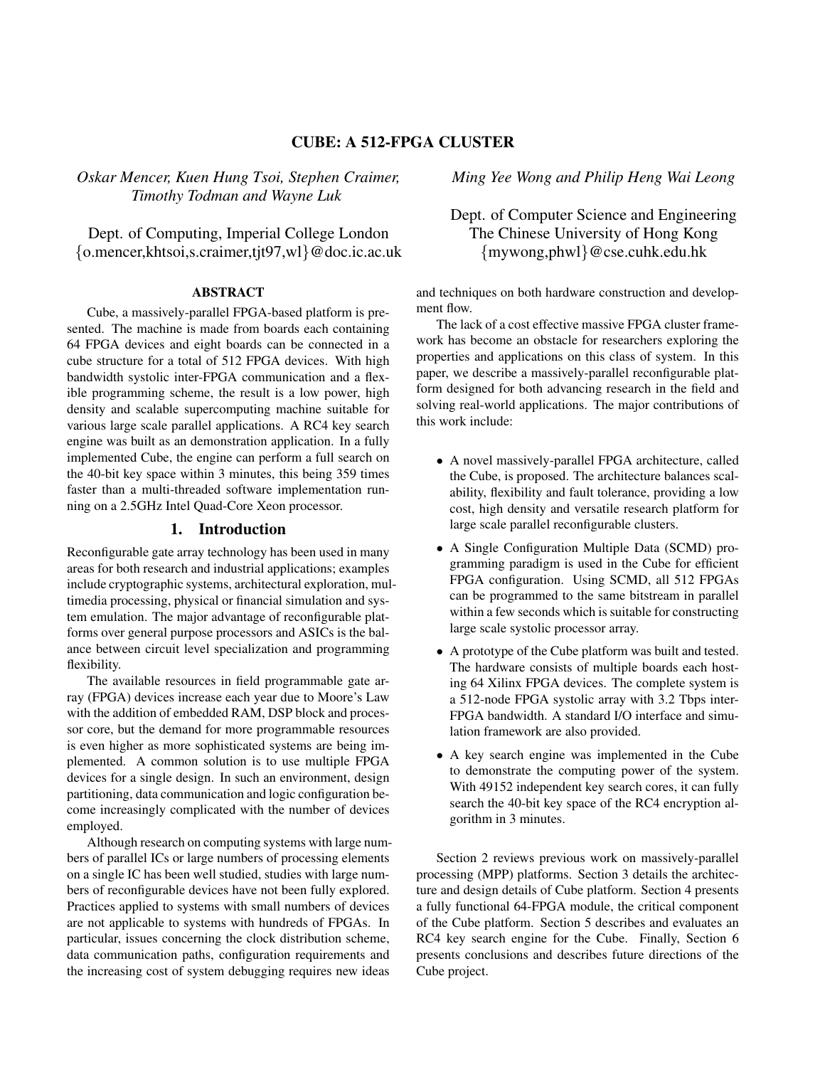# CUBE: A 512-FPGA CLUSTER

*Oskar Mencer, Kuen Hung Tsoi, Stephen Craimer, Timothy Todman and Wayne Luk*

Dept. of Computing, Imperial College London
{o.mencer,khtsoi,s.craimer,tjt97,wl}@doc.ic.ac.uk

*Ming Yee Wong and Philip Heng Wai Leong*

Dept. of Computer Science and Engineering
The Chinese University of Hong Kong
{mywong,phwl}@cse.cuhk.edu.hk

## ABSTRACT

Cube, a massively-parallel FPGA-based platform is presented. The machine is made from boards each containing 64 FPGA devices and eight boards can be connected in a cube structure for a total of 512 FPGA devices. With high bandwidth systolic inter-FPGA communication and a flexible programming scheme, the result is a low power, high density and scalable supercomputing machine suitable for various large scale parallel applications. A RC4 key search engine was built as an demonstration application. In a fully implemented Cube, the engine can perform a full search on the 40-bit key space within 3 minutes, this being 359 times faster than a multi-threaded software implementation running on a 2.5GHz Intel Quad-Core Xeon processor.

## 1. Introduction

Reconfigurable gate array technology has been used in many areas for both research and industrial applications; examples include cryptographic systems, architectural exploration, multimedia processing, physical or financial simulation and system emulation. The major advantage of reconfigurable platforms over general purpose processors and ASICs is the balance between circuit level specialization and programming flexibility.

The available resources in field programmable gate array (FPGA) devices increase each year due to Moore's Law with the addition of embedded RAM, DSP block and processor core, but the demand for more programmable resources is even higher as more sophisticated systems are being implemented. A common solution is to use multiple FPGA devices for a single design. In such an environment, design partitioning, data communication and logic configuration become increasingly complicated with the number of devices employed.

Although research on computing systems with large numbers of parallel ICs or large numbers of processing elements on a single IC has been well studied, studies with large numbers of reconfigurable devices have not been fully explored. Practices applied to systems with small numbers of devices are not applicable to systems with hundreds of FPGAs. In particular, issues concerning the clock distribution scheme, data communication paths, configuration requirements and the increasing cost of system debugging requires new ideas and techniques on both hardware construction and development flow.

The lack of a cost effective massive FPGA cluster framework has become an obstacle for researchers exploring the properties and applications on this class of system. In this paper, we describe a massively-parallel reconfigurable platform designed for both advancing research in the field and solving real-world applications. The major contributions of this work include:

- A novel massively-parallel FPGA architecture, called the Cube, is proposed. The architecture balances scalability, flexibility and fault tolerance, providing a low cost, high density and versatile research platform for large scale parallel reconfigurable clusters.
- A Single Configuration Multiple Data (SCMD) programming paradigm is used in the Cube for efficient FPGA configuration. Using SCMD, all 512 FPGAs can be programmed to the same bitstream in parallel within a few seconds which is suitable for constructing large scale systolic processor array.
- A prototype of the Cube platform was built and tested. The hardware consists of multiple boards each hosting 64 Xilinx FPGA devices. The complete system is a 512-node FPGA systolic array with 3.2 Tbps inter-FPGA bandwidth. A standard I/O interface and simulation framework are also provided.
- A key search engine was implemented in the Cube to demonstrate the computing power of the system. With 49152 independent key search cores, it can fully search the 40-bit key space of the RC4 encryption algorithm in 3 minutes.

Section 2 reviews previous work on massively-parallel processing (MPP) platforms. Section 3 details the architecture and design details of Cube platform. Section 4 presents a fully functional 64-FPGA module, the critical component of the Cube platform. Section 5 describes and evaluates an RC4 key search engine for the Cube. Finally, Section 6 presents conclusions and describes future directions of the Cube project.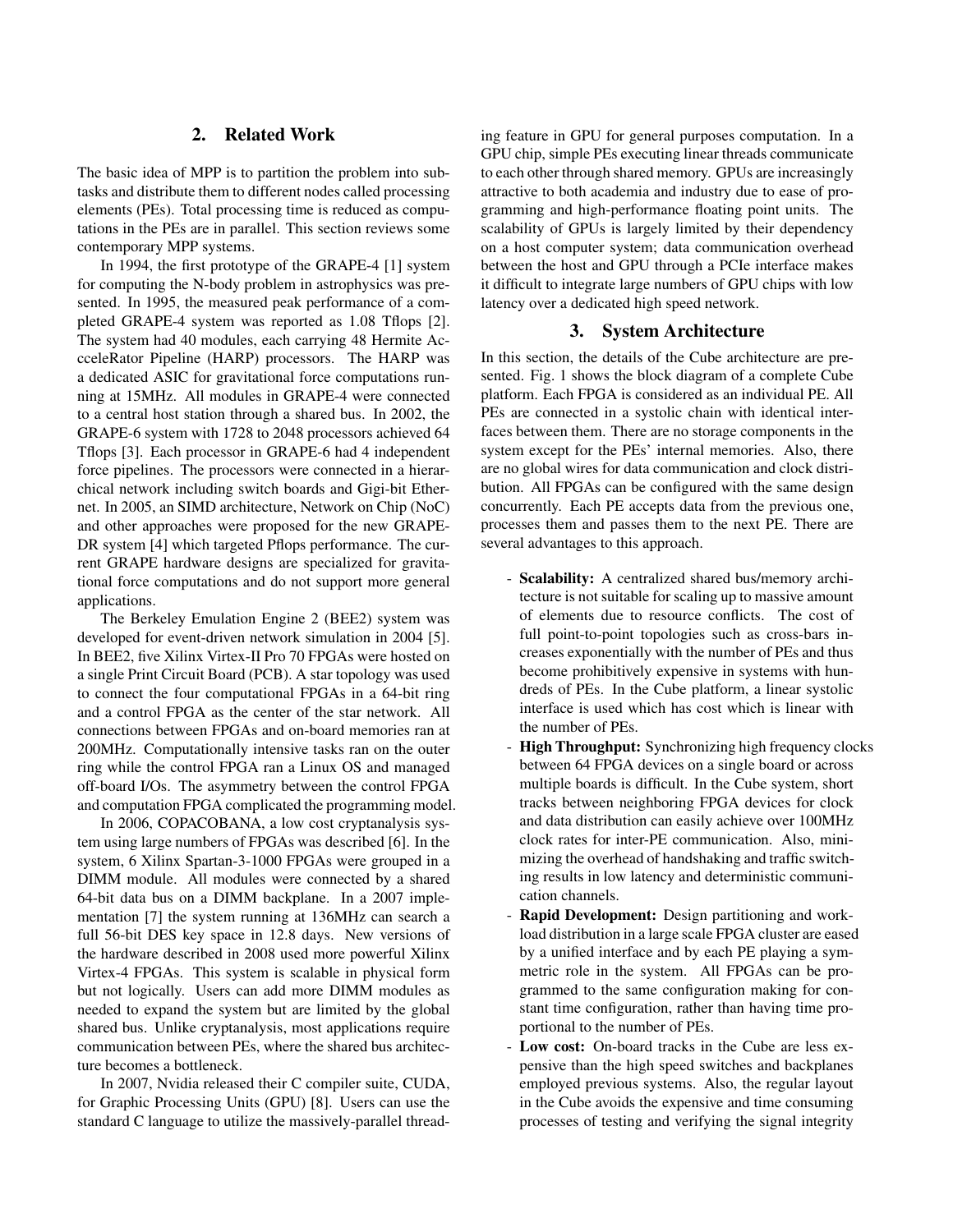## 2. Related Work

The basic idea of MPP is to partition the problem into subtasks and distribute them to different nodes called processing elements (PEs). Total processing time is reduced as computations in the PEs are in parallel. This section reviews some contemporary MPP systems.

In 1994, the first prototype of the GRAPE-4 [1] system for computing the N-body problem in astrophysics was presented. In 1995, the measured peak performance of a completed GRAPE-4 system was reported as 1.08 Tflops [2]. The system had 40 modules, each carrying 48 Hermite AcceleRator Pipeline (HARP) processors. The HARP was a dedicated ASIC for gravitational force computations running at 15MHz. All modules in GRAPE-4 were connected to a central host station through a shared bus. In 2002, the GRAPE-6 system with 1728 to 2048 processors achieved 64 Tflops [3]. Each processor in GRAPE-6 had 4 independent force pipelines. The processors were connected in a hierarchical network including switch boards and Gigi-bit Ethernet. In 2005, an SIMD architecture, Network on Chip (NoC) and other approaches were proposed for the new GRAPE-DR system [4] which targeted Pflops performance. The current GRAPE hardware designs are specialized for gravitational force computations and do not support more general applications.

The Berkeley Emulation Engine 2 (BEE2) system was developed for event-driven network simulation in 2004 [5]. In BEE2, five Xilinx Virtex-II Pro 70 FPGAs were hosted on a single Print Circuit Board (PCB). A star topology was used to connect the four computational FPGAs in a 64-bit ring and a control FPGA as the center of the star network. All connections between FPGAs and on-board memories ran at 200MHz. Computationally intensive tasks ran on the outer ring while the control FPGA ran a Linux OS and managed off-board I/Os. The asymmetry between the control FPGA and computation FPGA complicated the programming model.

In 2006, COPACOBANA, a low cost cryptanalysis system using large numbers of FPGAs was described [6]. In the system, 6 Xilinx Spartan-3-1000 FPGAs were grouped in a DIMM module. All modules were connected by a shared 64-bit data bus on a DIMM backplane. In a 2007 implementation [7] the system running at 136MHz can search a full 56-bit DES key space in 12.8 days. New versions of the hardware described in 2008 used more powerful Xilinx Virtex-4 FPGAs. This system is scalable in physical form but not logically. Users can add more DIMM modules as needed to expand the system but are limited by the global shared bus. Unlike cryptanalysis, most applications require communication between PEs, where the shared bus architecture becomes a bottleneck.

In 2007, Nvidia released their C compiler suite, CUDA, for Graphic Processing Units (GPU) [8]. Users can use the standard C language to utilize the massively-parallel threading feature in GPU for general purposes computation. In a GPU chip, simple PEs executing linear threads communicate to each other through shared memory. GPUs are increasingly attractive to both academia and industry due to ease of programming and high-performance floating point units. The scalability of GPUs is largely limited by their dependency on a host computer system; data communication overhead between the host and GPU through a PCIe interface makes it difficult to integrate large numbers of GPU chips with low latency over a dedicated high speed network.

## 3. System Architecture

In this section, the details of the Cube architecture are presented. Fig. 1 shows the block diagram of a complete Cube platform. Each FPGA is considered as an individual PE. All PEs are connected in a systolic chain with identical interfaces between them. There are no storage components in the system except for the PEs' internal memories. Also, there are no global wires for data communication and clock distribution. All FPGAs can be configured with the same design concurrently. Each PE accepts data from the previous one, processes them and passes them to the next PE. There are several advantages to this approach.

- **Scalability:** A centralized shared bus/memory architecture is not suitable for scaling up to massive amount of elements due to resource conflicts. The cost of full point-to-point topologies such as cross-bars increases exponentially with the number of PEs and thus become prohibitively expensive in systems with hundreds of PEs. In the Cube platform, a linear systolic interface is used which has cost which is linear with the number of PEs.
- **High Throughput:** Synchronizing high frequency clocks between 64 FPGA devices on a single board or across multiple boards is difficult. In the Cube system, short tracks between neighboring FPGA devices for clock and data distribution can easily achieve over 100MHz clock rates for inter-PE communication. Also, minimizing the overhead of handshaking and traffic switching results in low latency and deterministic communication channels.
- **Rapid Development:** Design partitioning and workload distribution in a large scale FPGA cluster are eased by a unified interface and by each PE playing a symmetric role in the system. All FPGAs can be programmed to the same configuration making for constant time configuration, rather than having time proportional to the number of PEs.
- **Low cost:** On-board tracks in the Cube are less expensive than the high speed switches and backplanes employed previous systems. Also, the regular layout in the Cube avoids the expensive and time consuming processes of testing and verifying the signal integrity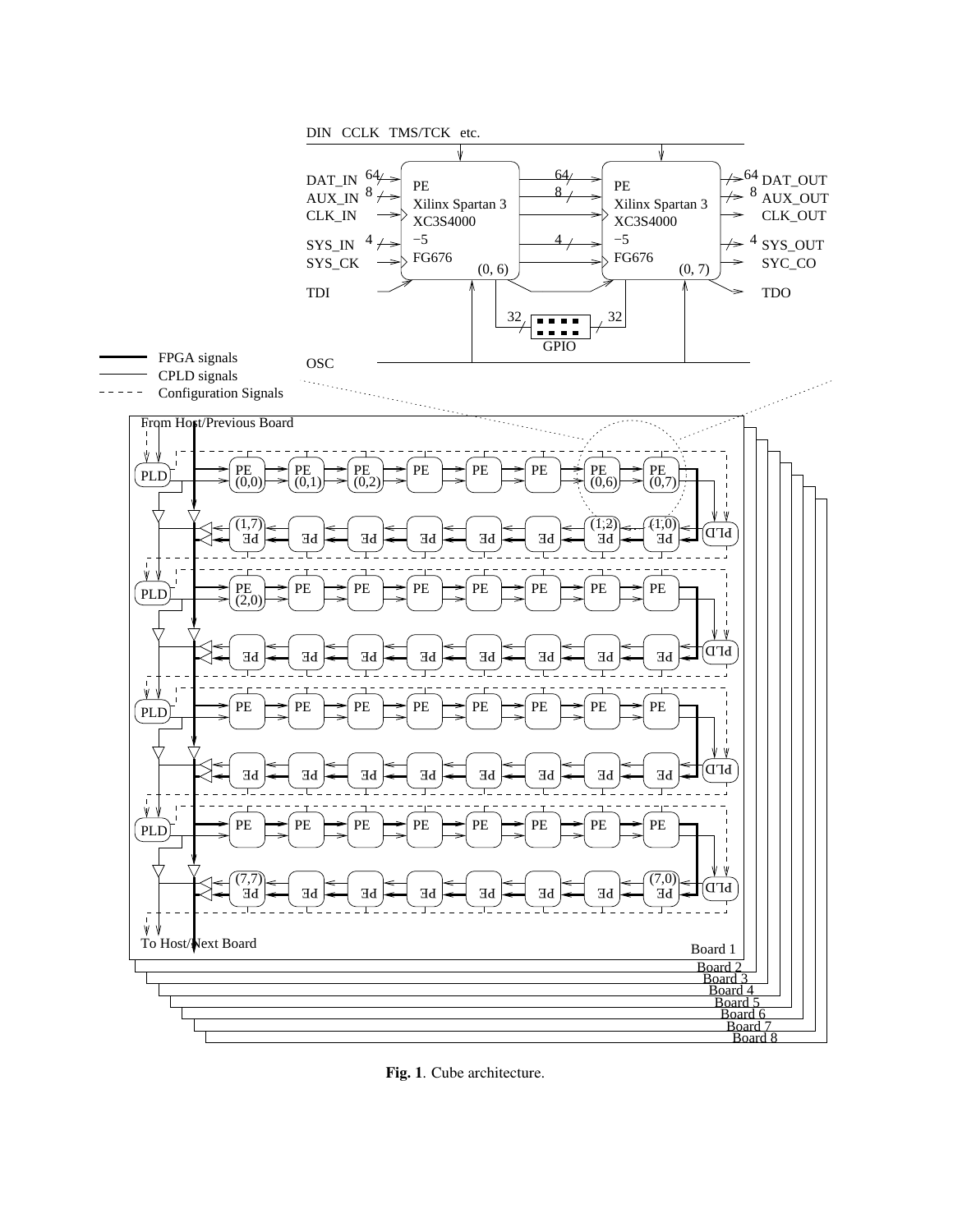**Fig. 1**. Cube architecture.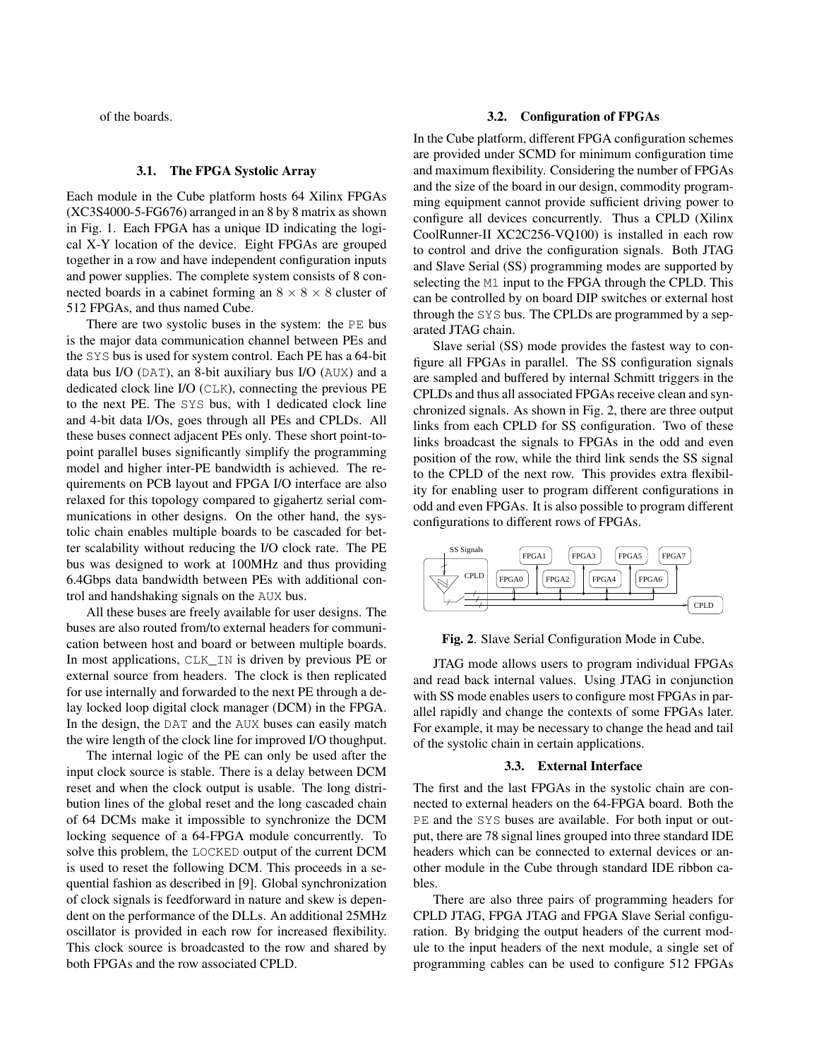of the boards.

### 3.1. The FPGA Systolic Array

Each module in the Cube platform hosts 64 Xilinx FPGAs (XC3S4000-5-FG676) arranged in an 8 by 8 matrix as shown in Fig. 1. Each FPGA has a unique ID indicating the logical X-Y location of the device. Eight FPGAs are grouped together in a row and have independent configuration inputs and power supplies. The complete system consists of 8 connected boards in a cabinet forming an $8 \times 8 \times 8$ cluster of 512 FPGAs, and thus named Cube.

There are two systolic buses in the system: the `PE` bus is the major data communication channel between PEs and the `SYS` bus is used for system control. Each PE has a 64-bit data bus I/O (`DAT`), an 8-bit auxiliary bus I/O (`AUX`) and a dedicated clock line I/O (`CLK`), connecting the previous PE to the next PE. The `SYS` bus, with 1 dedicated clock line and 4-bit data I/Os, goes through all PEs and CPLDs. All these buses connect adjacent PEs only. These short point-to-point parallel buses significantly simplify the programming model and higher inter-PE bandwidth is achieved. The requirements on PCB layout and FPGA I/O interface are also relaxed for this topology compared to gigahertz serial communications in other designs. On the other hand, the systolic chain enables multiple boards to be cascaded for better scalability without reducing the I/O clock rate. The PE bus was designed to work at 100MHz and thus providing 6.4Gbps data bandwidth between PEs with additional control and handshaking signals on the `AUX` bus.

All these buses are freely available for user designs. The buses are also routed from/to external headers for communication between host and board or between multiple boards. In most applications, `CLK_IN` is driven by previous PE or external source from headers. The clock is then replicated for use internally and forwarded to the next PE through a delay locked loop digital clock manager (DCM) in the FPGA. In the design, the `DAT` and the `AUX` buses can easily match the wire length of the clock line for improved I/O thoughput.

The internal logic of the PE can only be used after the input clock source is stable. There is a delay between DCM reset and when the clock output is usable. The long distribution lines of the global reset and the long cascaded chain of 64 DCMs make it impossible to synchronize the DCM locking sequence of a 64-FPGA module concurrently. To solve this problem, the `LOCKED` output of the current DCM is used to reset the following DCM. This proceeds in a sequential fashion as described in [9]. Global synchronization of clock signals is feedforward in nature and skew is dependent on the performance of the DLLs. An additional 25MHz oscillator is provided in each row for increased flexibility. This clock source is broadcasted to the row and shared by both FPGAs and the row associated CPLD.

### 3.2. Configuration of FPGAs

In the Cube platform, different FPGA configuration schemes are provided under SCMD for minimum configuration time and maximum flexibility. Considering the number of FPGAs and the size of the board in our design, commodity programming equipment cannot provide sufficient driving power to configure all devices concurrently. Thus a CPLD (Xilinx CoolRunner-II XC2C256-VQ100) is installed in each row to control and drive the configuration signals. Both JTAG and Slave Serial (SS) programming modes are supported by selecting the `M1` input to the FPGA through the CPLD. This can be controlled by on board DIP switches or external host through the `SYS` bus. The CPLDs are programmed by a separated JTAG chain.

Slave serial (SS) mode provides the fastest way to configure all FPGAs in parallel. The SS configuration signals are sampled and buffered by internal Schmitt triggers in the CPLDs and thus all associated FPGAs receive clean and synchronized signals. As shown in Fig. 2, there are three output links from each CPLD for SS configuration. Two of these links broadcast the signals to FPGAs in the odd and even position of the row, while the third link sends the SS signal to the CPLD of the next row. This provides extra flexibility for enabling user to program different configurations in odd and even FPGAs. It is also possible to program different configurations to different rows of FPGAs.

**Fig. 2**. Slave Serial Configuration Mode in Cube.

JTAG mode allows users to program individual FPGAs and read back internal values. Using JTAG in conjunction with SS mode enables users to configure most FPGAs in parallel rapidly and change the contexts of some FPGAs later. For example, it may be necessary to change the head and tail of the systolic chain in certain applications.

### 3.3. External Interface

The first and the last FPGAs in the systolic chain are connected to external headers on the 64-FPGA board. Both the `PE` and the `SYS` buses are available. For both input or output, there are 78 signal lines grouped into three standard IDE headers which can be connected to external devices or another module in the Cube through standard IDE ribbon cables.

There are also three pairs of programming headers for CPLD JTAG, FPGA JTAG and FPGA Slave Serial configuration. By bridging the output headers of the current module to the input headers of the next module, a single set of programming cables can be used to configure 512 FPGAs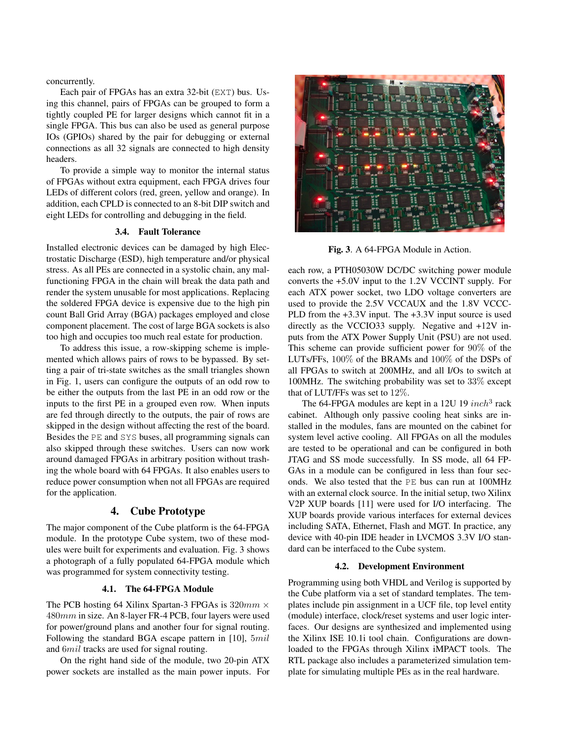concurrently.

Each pair of FPGAs has an extra 32-bit (EXT) bus. Using this channel, pairs of FPGAs can be grouped to form a tightly coupled PE for larger designs which cannot fit in a single FPGA. This bus can also be used as general purpose IOs (GPIOs) shared by the pair for debugging or external connections as all 32 signals are connected to high density headers.

To provide a simple way to monitor the internal status of FPGAs without extra equipment, each FPGA drives four LEDs of different colors (red, green, yellow and orange). In addition, each CPLD is connected to an 8-bit DIP switch and eight LEDs for controlling and debugging in the field.

### 3.4. Fault Tolerance

Installed electronic devices can be damaged by high Electrostatic Discharge (ESD), high temperature and/or physical stress. As all PEs are connected in a systolic chain, any malfunctioning FPGA in the chain will break the data path and render the system unusable for most applications. Replacing the soldered FPGA device is expensive due to the high pin count Ball Grid Array (BGA) packages employed and close component placement. The cost of large BGA sockets is also too high and occupies too much real estate for production.

To address this issue, a row-skipping scheme is implemented which allows pairs of rows to be bypassed. By setting a pair of tri-state switches as the small triangles shown in Fig. 1, users can configure the outputs of an odd row to be either the outputs from the last PE in an odd row or the inputs to the first PE in a grouped even row. When inputs are fed through directly to the outputs, the pair of rows are skipped in the design without affecting the rest of the board. Besides the PE and SYS buses, all programming signals can also skipped through these switches. Users can now work around damaged FPGAs in arbitrary position without trashing the whole board with 64 FPGAs. It also enables users to reduce power consumption when not all FPGAs are required for the application.

## 4. Cube Prototype

The major component of the Cube platform is the 64-FPGA module. In the prototype Cube system, two of these modules were built for experiments and evaluation. Fig. 3 shows a photograph of a fully populated 64-FPGA module which was programmed for system connectivity testing.

### 4.1. The 64-FPGA Module

The PCB hosting 64 Xilinx Spartan-3 FPGAs is $320mm \times 480mm$ in size. An 8-layer FR-4 PCB, four layers were used for power/ground plans and another four for signal routing. Following the standard BGA escape pattern in [10], $5mil$ and $6mil$ tracks are used for signal routing.

On the right hand side of the module, two 20-pin ATX power sockets are installed as the main power inputs. For each row, a PTH05030W DC/DC switching power module converts the +5.0V input to the 1.2V VCCINT supply. For each ATX power socket, two LDO voltage converters are used to provide the 2.5V VCCAUX and the 1.8V VCCCPLD from the +3.3V input. The +3.3V input source is used directly as the VCCIO33 supply. Negative and +12V inputs from the ATX Power Supply Unit (PSU) are not used. This scheme can provide sufficient power for 90% of the LUTs/FFs, 100% of the BRAMs and 100% of the DSPs of all FPGAs to switch at 200MHz, and all I/Os to switch at 100MHz. The switching probability was set to 33% except that of LUT/FFs was set to 12%.

**Fig. 3**. A 64-FPGA Module in Action.

The 64-FPGA modules are kept in a 12U 19 $inch^3$ rack cabinet. Although only passive cooling heat sinks are installed in the modules, fans are mounted on the cabinet for system level active cooling. All FPGAs on all the modules are tested to be operational and can be configured in both JTAG and SS mode successfully. In SS mode, all 64 FPGAs in a module can be configured in less than four seconds. We also tested that the PE bus can run at 100MHz with an external clock source. In the initial setup, two Xilinx V2P XUP boards [11] were used for I/O interfacing. The XUP boards provide various interfaces for external devices including SATA, Ethernet, Flash and MGT. In practice, any device with 40-pin IDE header in LVCMOS 3.3V I/O standard can be interfaced to the Cube system.

### 4.2. Development Environment

Programming using both VHDL and Verilog is supported by the Cube platform via a set of standard templates. The templates include pin assignment in a UCF file, top level entity (module) interface, clock/reset systems and user logic interfaces. Our designs are synthesized and implemented using the Xilinx ISE 10.1i tool chain. Configurations are downloaded to the FPGAs through Xilinx iMPACT tools. The RTL package also includes a parameterized simulation template for simulating multiple PEs as in the real hardware.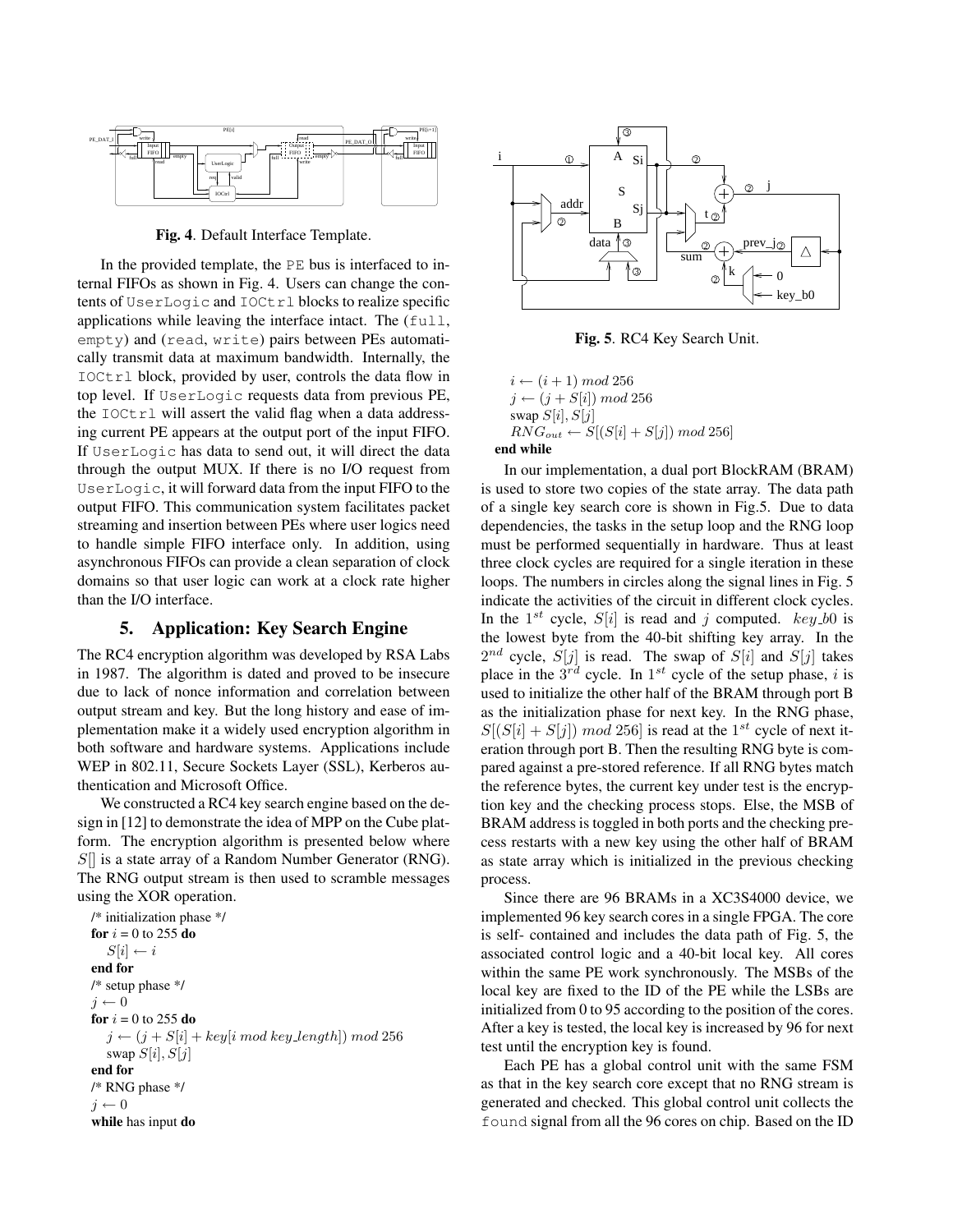**Fig. 4**. Default Interface Template.

In the provided template, the PE bus is interfaced to internal FIFOs as shown in Fig. 4. Users can change the contents of UserLogic and IOCtrl blocks to realize specific applications while leaving the interface intact. The (full, empty) and (read, write) pairs between PEs automatically transmit data at maximum bandwidth. Internally, the IOCtrl block, provided by user, controls the data flow in top level. If UserLogic requests data from previous PE, the IOCtrl will assert the valid flag when a data addressing current PE appears at the output port of the input FIFO. If UserLogic has data to send out, it will direct the data through the output MUX. If there is no I/O request from UserLogic, it will forward data from the input FIFO to the output FIFO. This communication system facilitates packet streaming and insertion between PEs where user logics need to handle simple FIFO interface only. In addition, using asynchronous FIFOs can provide a clean separation of clock domains so that user logic can work at a clock rate higher than the I/O interface.

## 5. Application: Key Search Engine

The RC4 encryption algorithm was developed by RSA Labs in 1987. The algorithm is dated and proved to be insecure due to lack of nonce information and correlation between output stream and key. But the long history and ease of implementation make it a widely used encryption algorithm in both software and hardware systems. Applications include WEP in 802.11, Secure Sockets Layer (SSL), Kerberos authentication and Microsoft Office.

We constructed a RC4 key search engine based on the design in [12] to demonstrate the idea of MPP on the Cube platform. The encryption algorithm is presented below where $S[]$ is a state array of a Random Number Generator (RNG). The RNG output stream is then used to scramble messages using the XOR operation.

/* initialization phase */
**for** $i$ = 0 to 255 **do**
  $S[i] \leftarrow i$
**end for**
/* setup phase */
$j \leftarrow 0$
**for** $i$ = 0 to 255 **do**
  $j \leftarrow (j + S[i] + key[i \; mod \; key\_length]) \; mod \; 256$
  swap $S[i], S[j]$
**end for**
/* RNG phase */
$j \leftarrow 0$
**while** has input **do**
  $i \leftarrow (i+1) \; mod \; 256$
  $j \leftarrow (j + S[i]) \; mod \; 256$
  swap $S[i], S[j]$
  $RNG_{out} \leftarrow S[(S[i] + S[j]) \; mod \; 256]$
**end while**

**Fig. 5**. RC4 Key Search Unit.

In our implementation, a dual port BlockRAM (BRAM) is used to store two copies of the state array. The data path of a single key search core is shown in Fig.5. Due to data dependencies, the tasks in the setup loop and the RNG loop must be performed sequentially in hardware. Thus at least three clock cycles are required for a single iteration in these loops. The numbers in circles along the signal lines in Fig. 5 indicate the activities of the circuit in different clock cycles. In the $1^{st}$ cycle, $S[i]$ is read and $j$ computed. $key\_b0$ is the lowest byte from the 40-bit shifting key array. In the $2^{nd}$ cycle, $S[j]$ is read. The swap of $S[i]$ and $S[j]$ takes place in the $3^{rd}$ cycle. In $1^{st}$ cycle of the setup phase, $i$ is used to initialize the other half of the BRAM through port B as the initialization phase for next key. In the RNG phase, $S[(S[i] + S[j]) \; mod \; 256]$ is read at the $1^{st}$ cycle of next iteration through port B. Then the resulting RNG byte is compared against a pre-stored reference. If all RNG bytes match the reference bytes, the current key under test is the encryption key and the checking process stops. Else, the MSB of BRAM address is toggled in both ports and the checking precess restarts with a new key using the other half of BRAM as state array which is initialized in the previous checking process.

Since there are 96 BRAMs in a XC3S4000 device, we implemented 96 key search cores in a single FPGA. The core is self- contained and includes the data path of Fig. 5, the associated control logic and a 40-bit local key. All cores within the same PE work synchronously. The MSBs of the local key are fixed to the ID of the PE while the LSBs are initialized from 0 to 95 according to the position of the cores. After a key is tested, the local key is increased by 96 for next test until the encryption key is found.

Each PE has a global control unit with the same FSM as that in the key search core except that no RNG stream is generated and checked. This global control unit collects the found signal from all the 96 cores on chip. Based on the ID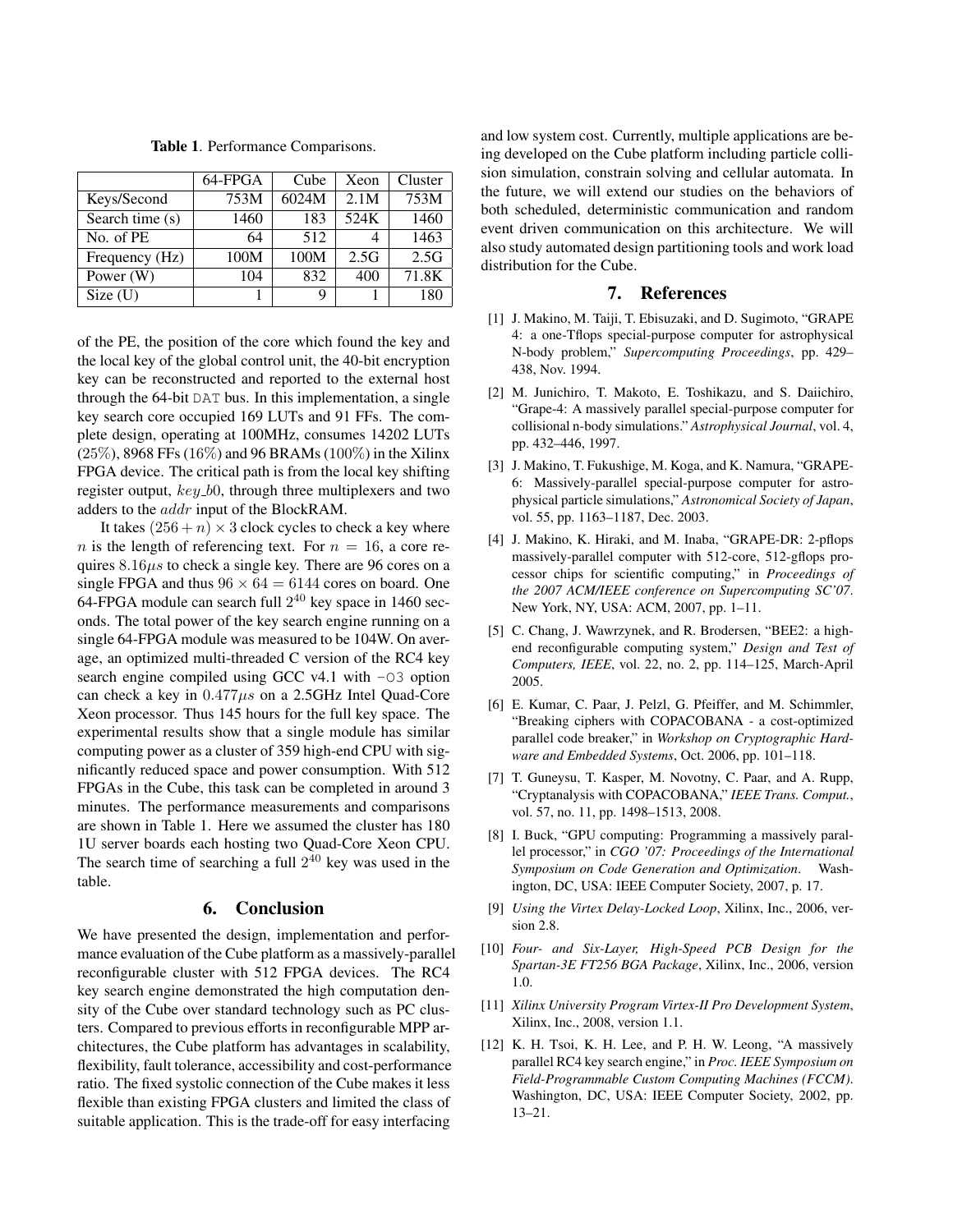**Table 1**. Performance Comparisons.

| | 64-FPGA | Cube | Xeon | Cluster |
|---|---|---|---|---|
| Keys/Second | 753M | 6024M | 2.1M | 753M |
| Search time (s) | 1460 | 183 | 524K | 1460 |
| No. of PE | 64 | 512 | 4 | 1463 |
| Frequency (Hz) | 100M | 100M | 2.5G | 2.5G |
| Power (W) | 104 | 832 | 400 | 71.8K |
| Size (U) | 1 | 9 | 1 | 180 |

of the PE, the position of the core which found the key and the local key of the global control unit, the 40-bit encryption key can be reconstructed and reported to the external host through the 64-bit `DAT` bus. In this implementation, a single key search core occupied 169 LUTs and 91 FFs. The complete design, operating at 100MHz, consumes 14202 LUTs (25%), 8968 FFs (16%) and 96 BRAMs (100%) in the Xilinx FPGA device. The critical path is from the local key shifting register output, $key\_b0$, through three multiplexers and two adders to the $addr$ input of the BlockRAM.

It takes $(256 + n) \times 3$ clock cycles to check a key where $n$ is the length of referencing text. For $n = 16$, a core requires $8.16\mu s$ to check a single key. There are 96 cores on a single FPGA and thus $96 \times 64 = 6144$ cores on board. One 64-FPGA module can search full $2^{40}$ key space in 1460 seconds. The total power of the key search engine running on a single 64-FPGA module was measured to be 104W. On average, an optimized multi-threaded C version of the RC4 key search engine compiled using GCC v4.1 with `-O3` option can check a key in $0.477\mu s$ on a 2.5GHz Intel Quad-Core Xeon processor. Thus 145 hours for the full key space. The experimental results show that a single module has similar computing power as a cluster of 359 high-end CPU with significantly reduced space and power consumption. With 512 FPGAs in the Cube, this task can be completed in around 3 minutes. The performance measurements and comparisons are shown in Table 1. Here we assumed the cluster has 180 1U server boards each hosting two Quad-Core Xeon CPU. The search time of searching a full $2^{40}$ key was used in the table.

## 6. Conclusion

We have presented the design, implementation and performance evaluation of the Cube platform as a massively-parallel reconfigurable cluster with 512 FPGA devices. The RC4 key search engine demonstrated the high computation density of the Cube over standard technology such as PC clusters. Compared to previous efforts in reconfigurable MPP architectures, the Cube platform has advantages in scalability, flexibility, fault tolerance, accessibility and cost-performance ratio. The fixed systolic connection of the Cube makes it less flexible than existing FPGA clusters and limited the class of suitable application. This is the trade-off for easy interfacing and low system cost. Currently, multiple applications are being developed on the Cube platform including particle collision simulation, constrain solving and cellular automata. In the future, we will extend our studies on the behaviors of both scheduled, deterministic communication and random event driven communication on this architecture. We will also study automated design partitioning tools and work load distribution for the Cube.

## 7. References

[1] J. Makino, M. Taiji, T. Ebisuzaki, and D. Sugimoto, "GRAPE 4: a one-Tflops special-purpose computer for astrophysical N-body problem," *Supercomputing Proceedings*, pp. 429–438, Nov. 1994.

[2] M. Junichiro, T. Makoto, E. Toshikazu, and S. Daiichiro, "Grape-4: A massively parallel special-purpose computer for collisional n-body simulations." *Astrophysical Journal*, vol. 4, pp. 432–446, 1997.

[3] J. Makino, T. Fukushige, M. Koga, and K. Namura, "GRAPE-6: Massively-parallel special-purpose computer for astrophysical particle simulations," *Astronomical Society of Japan*, vol. 55, pp. 1163–1187, Dec. 2003.

[4] J. Makino, K. Hiraki, and M. Inaba, "GRAPE-DR: 2-pflops massively-parallel computer with 512-core, 512-gflops processor chips for scientific computing," in *Proceedings of the 2007 ACM/IEEE conference on Supercomputing SC'07*. New York, NY, USA: ACM, 2007, pp. 1–11.

[5] C. Chang, J. Wawrzynek, and R. Brodersen, "BEE2: a high-end reconfigurable computing system," *Design and Test of Computers, IEEE*, vol. 22, no. 2, pp. 114–125, March-April 2005.

[6] E. Kumar, C. Paar, J. Pelzl, G. Pfeiffer, and M. Schimmler, "Breaking ciphers with COPACOBANA - a cost-optimized parallel code breaker," in *Workshop on Cryptographic Hardware and Embedded Systems*, Oct. 2006, pp. 101–118.

[7] T. Guneysu, T. Kasper, M. Novotny, C. Paar, and A. Rupp, "Cryptanalysis with COPACOBANA," *IEEE Trans. Comput.*, vol. 57, no. 11, pp. 1498–1513, 2008.

[8] I. Buck, "GPU computing: Programming a massively parallel processor," in *CGO '07: Proceedings of the International Symposium on Code Generation and Optimization*. Washington, DC, USA: IEEE Computer Society, 2007, p. 17.

[9] *Using the Virtex Delay-Locked Loop*, Xilinx, Inc., 2006, version 2.8.

[10] *Four- and Six-Layer, High-Speed PCB Design for the Spartan-3E FT256 BGA Package*, Xilinx, Inc., 2006, version 1.0.

[11] *Xilinx University Program Virtex-II Pro Development System*, Xilinx, Inc., 2008, version 1.1.

[12] K. H. Tsoi, K. H. Lee, and P. H. W. Leong, "A massively parallel RC4 key search engine," in *Proc. IEEE Symposium on Field-Programmable Custom Computing Machines (FCCM)*. Washington, DC, USA: IEEE Computer Society, 2002, pp. 13–21.